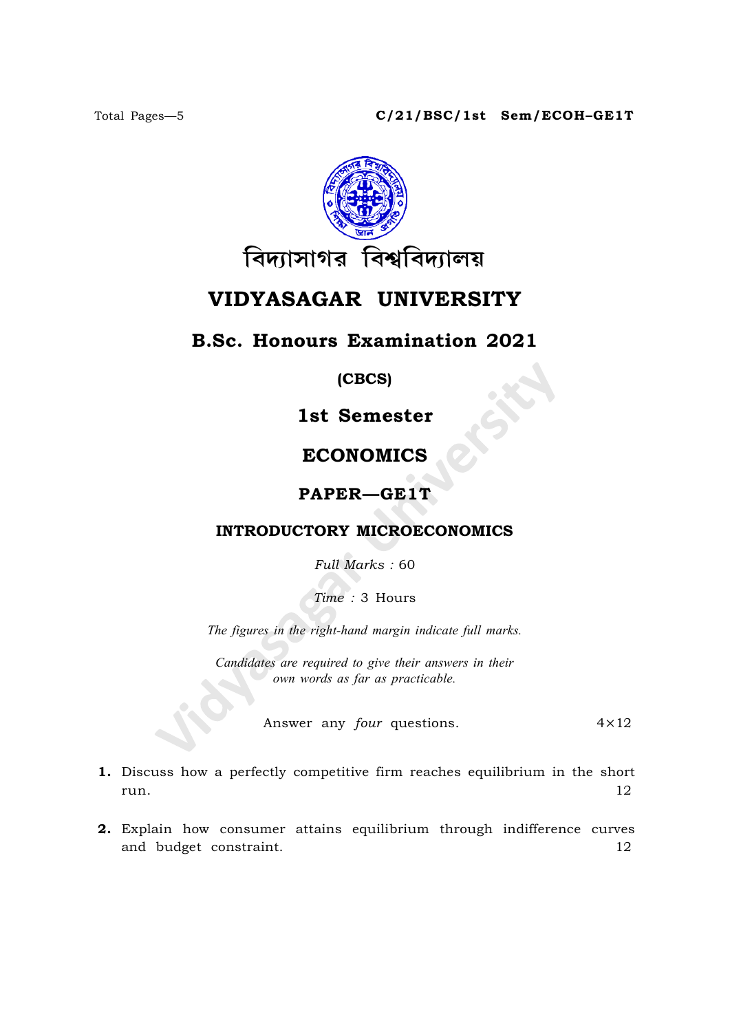Total Pages—5 **C/21/BSC/1st Sem/ECOH–GE1T**

বিদ্যাসাগর বিশ্ববিদ্যালয়

# VIDYASAGAR UNIVERSITY

## B.Sc. Honours Examination 2021

**(CBCS)**

### 1st Semester

### ECONOMICS

### PAPER—GE1T

### INTRODUCTORY MICROECONOMICS

*Full Marks :* 60

*Time :* 3 Hours

*The figures in the right-hand margin indicate full marks.*

*Candidates are required to give their answers in their own words as far as practicable.*

Answer any *four* questions. 4×12

**1.** Discuss how a perfectly competitive firm reaches equilibrium in the short run. 12

**2.** Explain how consumer attains equilibrium through indifference curves and budget constraint. 12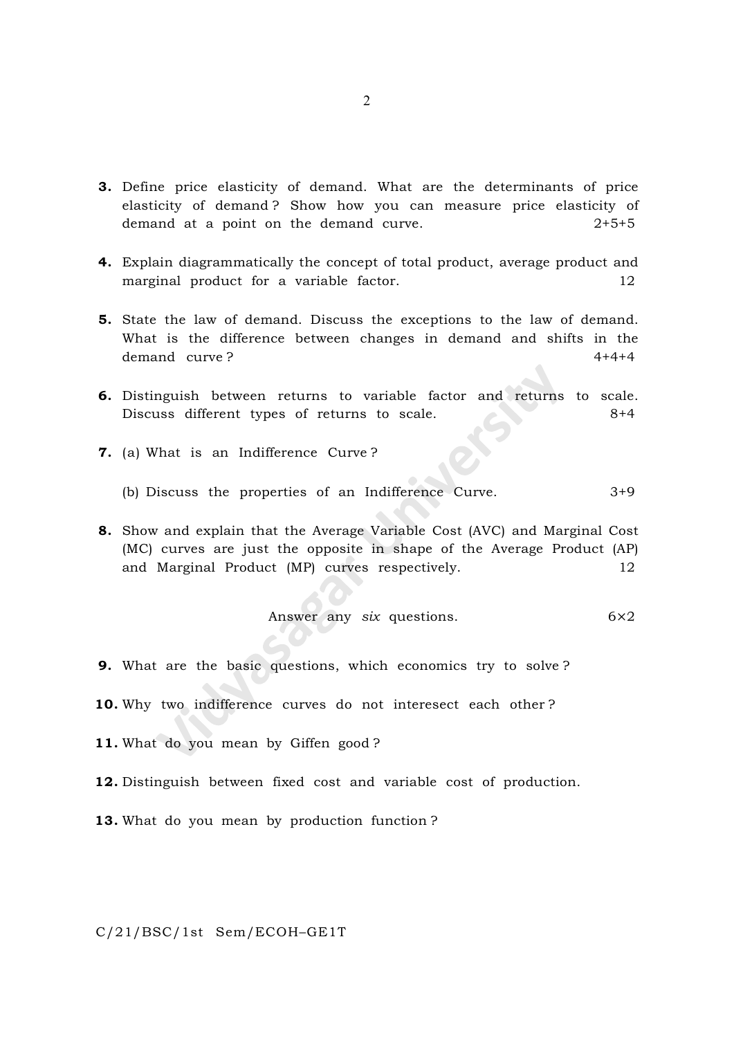**3.** Define price elasticity of demand. What are the determinants of price elasticity of demand ? Show how you can measure price elasticity of demand at a point on the demand curve. 2+5+5

**4.** Explain diagrammatically the concept of total product, average product and marginal product for a variable factor. 12

**5.** State the law of demand. Discuss the exceptions to the law of demand. What is the difference between changes in demand and shifts in the demand curve ? 4+4+4

**6.** Distinguish between returns to variable factor and returns to scale. Discuss different types of returns to scale. 8+4

**7.** (a) What is an Indifference Curve ?

(b) Discuss the properties of an Indifference Curve. 3+9

**8.** Show and explain that the Average Variable Cost (AVC) and Marginal Cost (MC) curves are just the opposite in shape of the Average Product (AP) and Marginal Product (MP) curves respectively. 12

Answer any *six* questions. 6×2

**9.** What are the basic questions, which economics try to solve ?

**10.** Why two indifference curves do not interesect each other ?

**11.** What do you mean by Giffen good ?

**12.** Distinguish between fixed cost and variable cost of production.

**13.** What do you mean by production function ?

C/21/BSC/1st Sem/ECOH–GE1T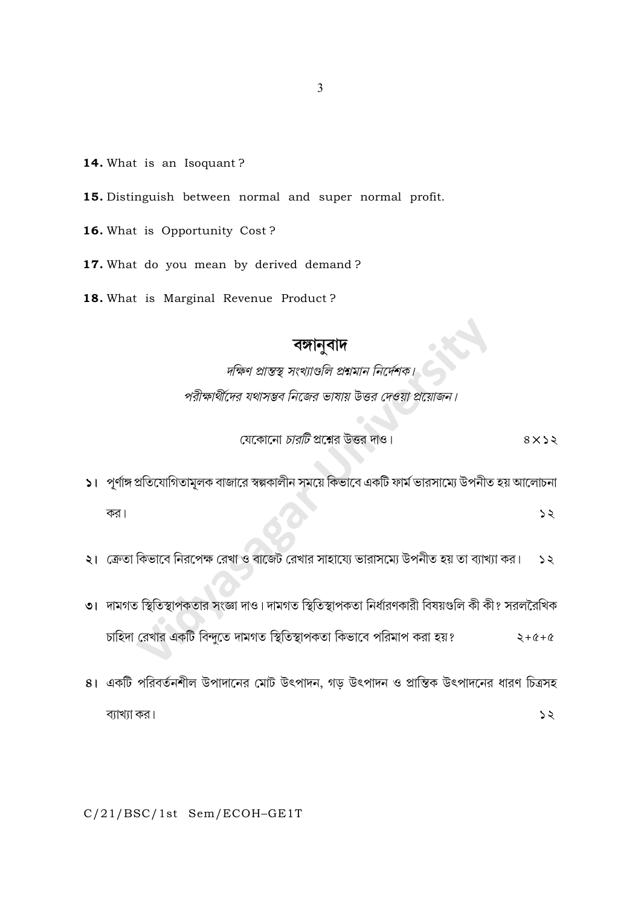14. What is an Isoquant ?

15. Distinguish between normal and super normal profit.

16. What is Opportunity Cost ?

17. What do you mean by derived demand ?

18. What is Marginal Revenue Product ?

## বঙ্গানুবাদ

*দক্ষিণ প্রান্তস্থ সংখ্যাগুলি প্রশ্নমান নির্দেশক।*

*পরীক্ষার্থীদের যথাসম্ভব নিজের ভাষায় উত্তর দেওয়া প্রয়োজন।*

যেকোনো *চারটি* প্রশ্নের উত্তর দাও। ৪×১২

১। পূর্ণাঙ্গ প্রতিযোগিতামূলক বাজারে স্বল্পকালীন সময়ে কিভাবে একটি ফার্ম ভারসাম্যে উপনীত হয় আলোচনা কর। ১২

২। ক্রেতা কিভাবে নিরপেক্ষ রেখা ও বাজেট রেখার সাহায্যে ভারসাম্যে উপনীত হয় তা ব্যাখ্যা কর। ১২

৩। দামগত স্থিতিস্থাপকতার সংজ্ঞা দাও। দামগত স্থিতিস্থাপকতা নির্ধারণকারী বিষয়গুলি কী কী? সরলরৈখিক চাহিদা রেখার একটি বিন্দুতে দামগত স্থিতিস্থাপকতা কিভাবে পরিমাপ করা হয়? ২+৫+৫

৪। একটি পরিবর্তনশীল উপাদানের মোট উৎপাদন, গড় উৎপাদন ও প্রান্তিক উৎপাদনের ধারণ চিত্রসহ ব্যাখ্যা কর। ১২

C/21/BSC/1st Sem/ECOH–GE1T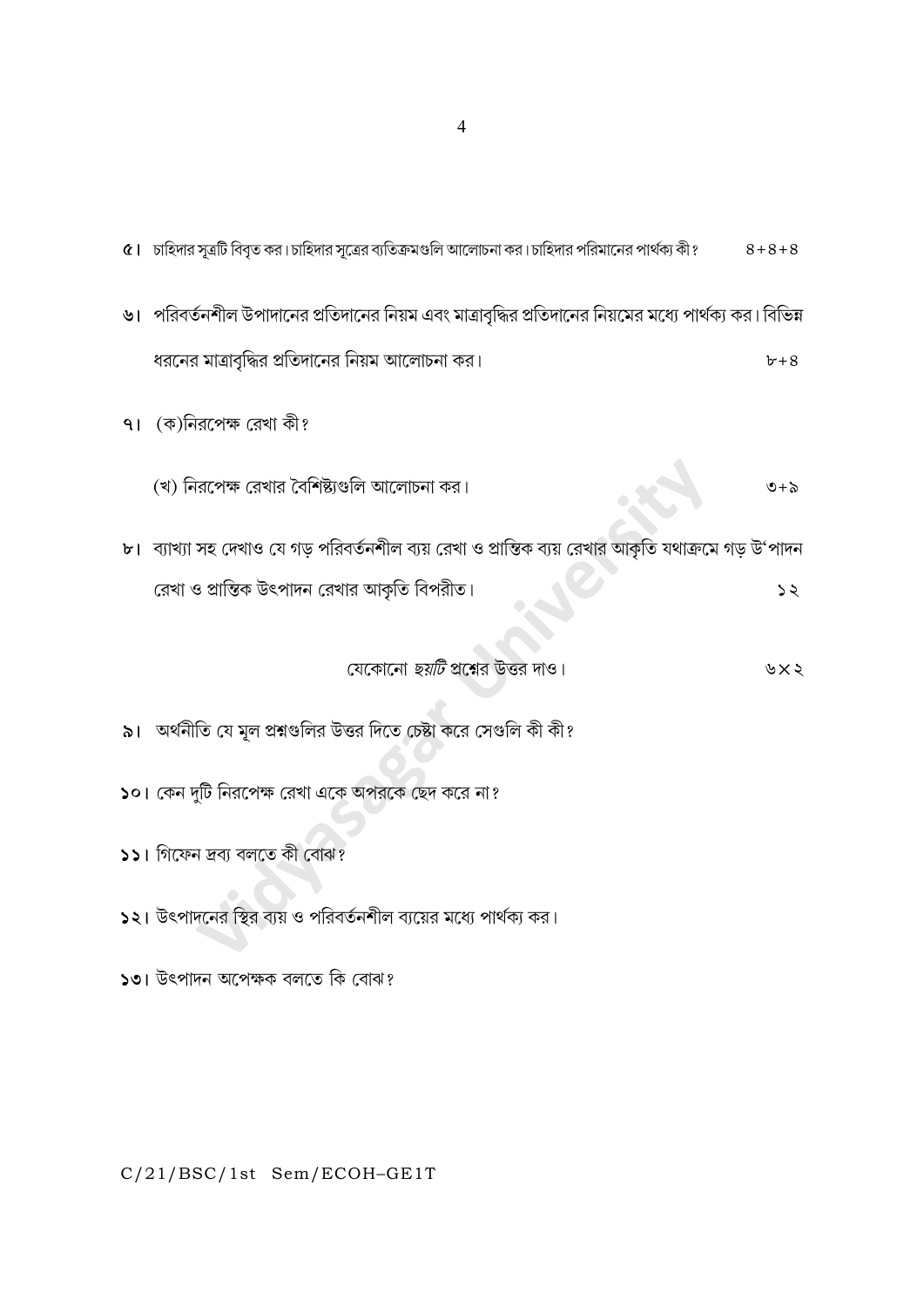৫। চাহিদার সূত্রটি বিবৃত কর। চাহিদার সূত্রের ব্যতিক্রমগুলি আলোচনা কর। চাহিদার পরিমানের পার্থক্য কী? ৪+৪+৪

৬। পরিবর্তনশীল উপাদানের প্রতিদানের নিয়ম এবং মাত্রাবৃদ্ধির প্রতিদানের নিয়মের মধ্যে পার্থক্য কর। বিভিন্ন ধরনের মাত্রাবৃদ্ধির প্রতিদানের নিয়ম আলোচনা কর। ৮+৪

৭। (ক) নিরপেক্ষ রেখা কী?

(খ) নিরপেক্ষ রেখার বৈশিষ্ট্যগুলি আলোচনা কর। ৩+৯

৮। ব্যাখ্যা সহ দেখাও যে গড় পরিবর্তনশীল ব্যয় রেখা ও প্রান্তিক ব্যয় রেখার আকৃতি যথাক্রমে গড় উ'পাদন রেখা ও প্রান্তিক উৎপাদন রেখার আকৃতি বিপরীত। ১২

যেকোনো *ছয়টি* প্রশ্নের উত্তর দাও। ৬×২

৯। অর্থনীতি যে মূল প্রশ্নগুলির উত্তর দিতে চেষ্টা করে সেগুলি কী কী?

১০। কেন দুটি নিরপেক্ষ রেখা একে অপরকে ছেদ করে না?

১১। গিফেন দ্রব্য বলতে কী বোঝ?

১২। উৎপাদনের স্থির ব্যয় ও পরিবর্তনশীল ব্যয়ের মধ্যে পার্থক্য কর।

১৩। উৎপাদন অপেক্ষক বলতে কি বোঝ?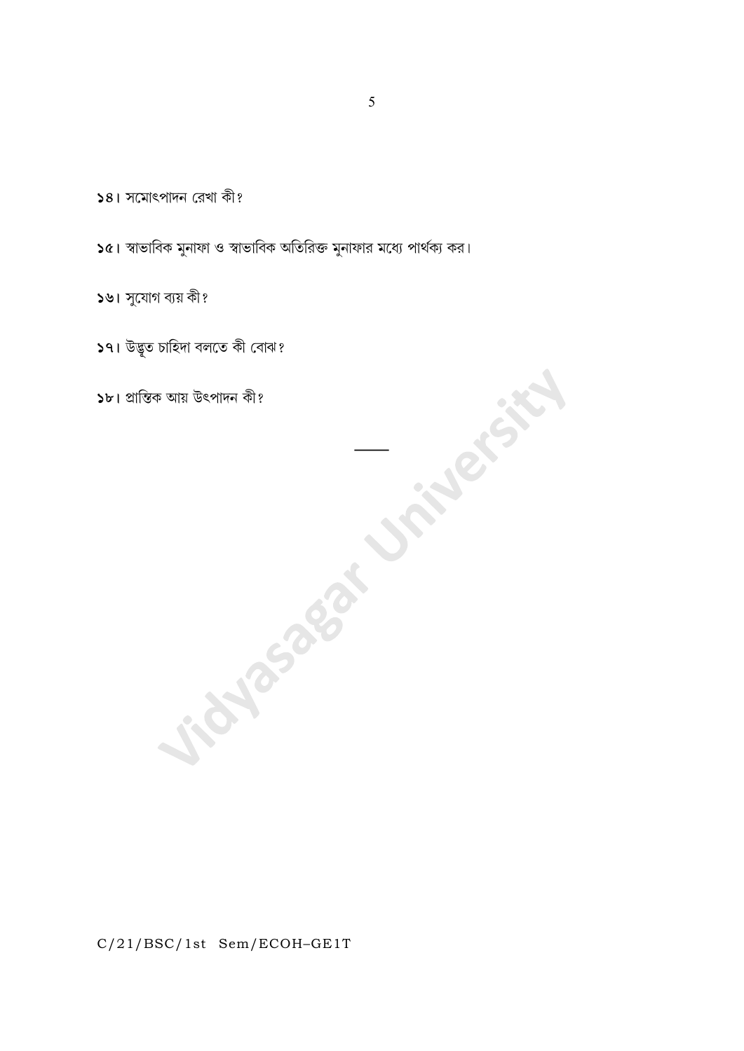১৪। সমোৎপাদন রেখা কী?

১৫। স্বাভাবিক মুনাফা ও স্বাভাবিক অতিরিক্ত মুনাফার মধ্যে পার্থক্য কর।

১৬। সুযোগ ব্যয় কী?

১৭। উদ্ভূত চাহিদা বলতে কী বোঝ?

১৮। প্রান্তিক আয় উৎপাদন কী?

———

C/21/BSC/1st Sem/ECOH–GE1T